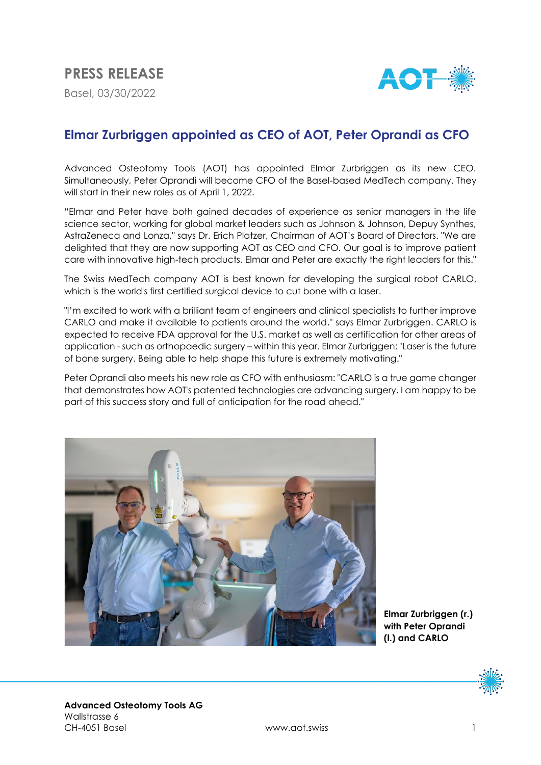**PRESS RELEASE**

Basel, 03/30/2022

## Elmar Zurbriggen appointed as CEO of AOT, Peter Oprandi as CFO

Advanced Osteotomy Tools (AOT) has appointed Elmar Zurbriggen as its new CEO. Simultaneously, Peter Oprandi will become CFO of the Basel-based MedTech company. They will start in their new roles as of April 1, 2022.

"Elmar and Peter have both gained decades of experience as senior managers in the life science sector, working for global market leaders such as Johnson & Johnson, Depuy Synthes, AstraZeneca and Lonza," says Dr. Erich Platzer, Chairman of AOT's Board of Directors. "We are delighted that they are now supporting AOT as CEO and CFO. Our goal is to improve patient care with innovative high-tech products. Elmar and Peter are exactly the right leaders for this."

The Swiss MedTech company AOT is best known for developing the surgical robot CARLO, which is the world's first certified surgical device to cut bone with a laser.

"I'm excited to work with a brilliant team of engineers and clinical specialists to further improve CARLO and make it available to patients around the world," says Elmar Zurbriggen. CARLO is expected to receive FDA approval for the U.S. market as well as certification for other areas of application - such as orthopaedic surgery – within this year. Elmar Zurbriggen: "Laser is the future of bone surgery. Being able to help shape this future is extremely motivating."

Peter Oprandi also meets his new role as CFO with enthusiasm: "CARLO is a true game changer that demonstrates how AOT's patented technologies are advancing surgery. I am happy to be part of this success story and full of anticipation for the road ahead."

**Elmar Zurbriggen (r.) with Peter Oprandi (l.) and CARLO**

**Advanced Osteotomy Tools AG**
Wallstrasse 6
CH-4051 Basel

www.aot.swiss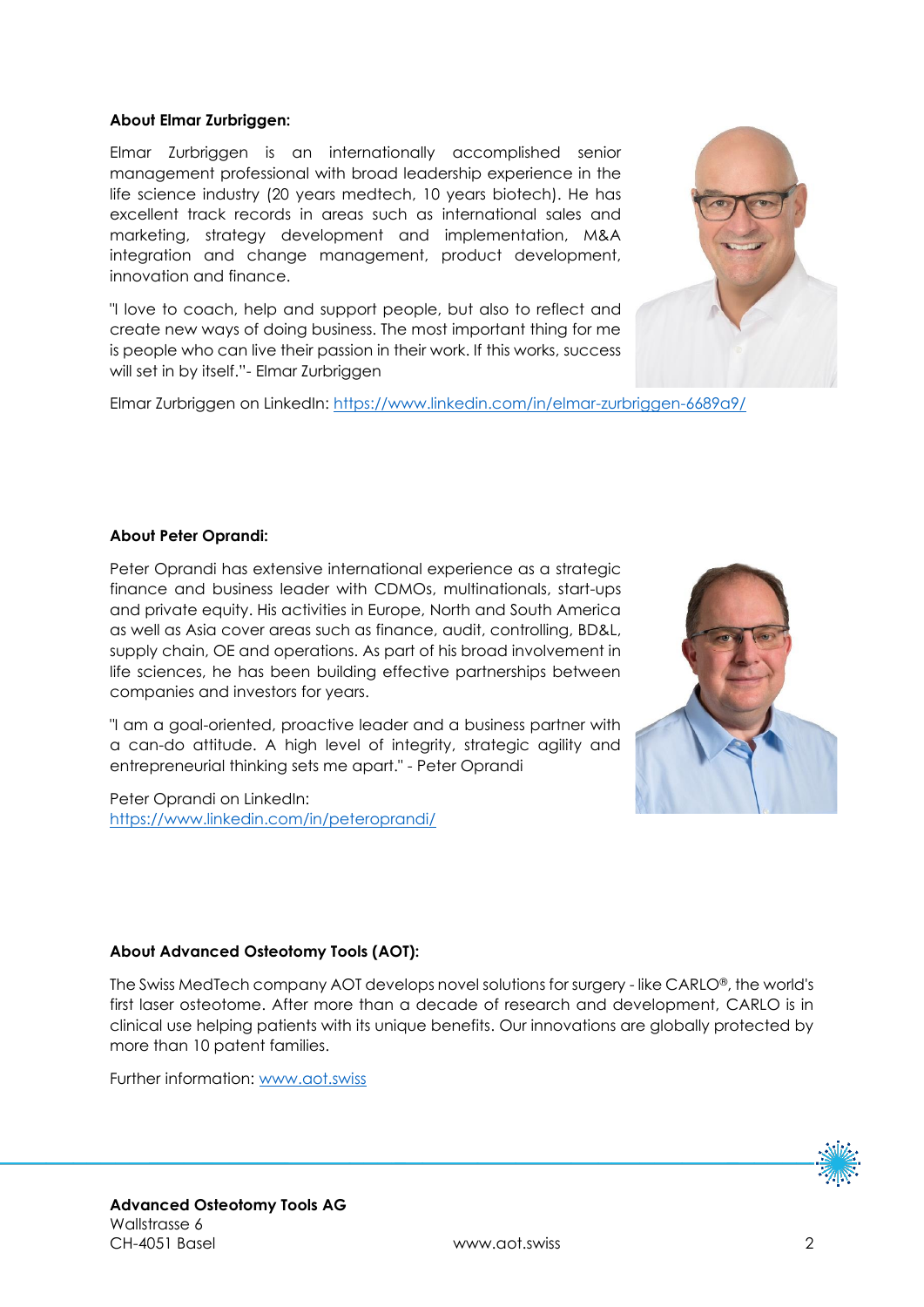**About Elmar Zurbriggen:**

Elmar Zurbriggen is an internationally accomplished senior management professional with broad leadership experience in the life science industry (20 years medtech, 10 years biotech). He has excellent track records in areas such as international sales and marketing, strategy development and implementation, M&A integration and change management, product development, innovation and finance.

"I love to coach, help and support people, but also to reflect and create new ways of doing business. The most important thing for me is people who can live their passion in their work. If this works, success will set in by itself."- Elmar Zurbriggen

Elmar Zurbriggen on LinkedIn: https://www.linkedin.com/in/elmar-zurbriggen-6689a9/

**About Peter Oprandi:**

Peter Oprandi has extensive international experience as a strategic finance and business leader with CDMOs, multinationals, start-ups and private equity. His activities in Europe, North and South America as well as Asia cover areas such as finance, audit, controlling, BD&L, supply chain, OE and operations. As part of his broad involvement in life sciences, he has been building effective partnerships between companies and investors for years.

"I am a goal-oriented, proactive leader and a business partner with a can-do attitude. A high level of integrity, strategic agility and entrepreneurial thinking sets me apart." - Peter Oprandi

Peter Oprandi on LinkedIn:
https://www.linkedin.com/in/peteroprandi/

**About Advanced Osteotomy Tools (AOT):**

The Swiss MedTech company AOT develops novel solutions for surgery - like CARLO®, the world's first laser osteotome. After more than a decade of research and development, CARLO is in clinical use helping patients with its unique benefits. Our innovations are globally protected by more than 10 patent families.

Further information: www.aot.swiss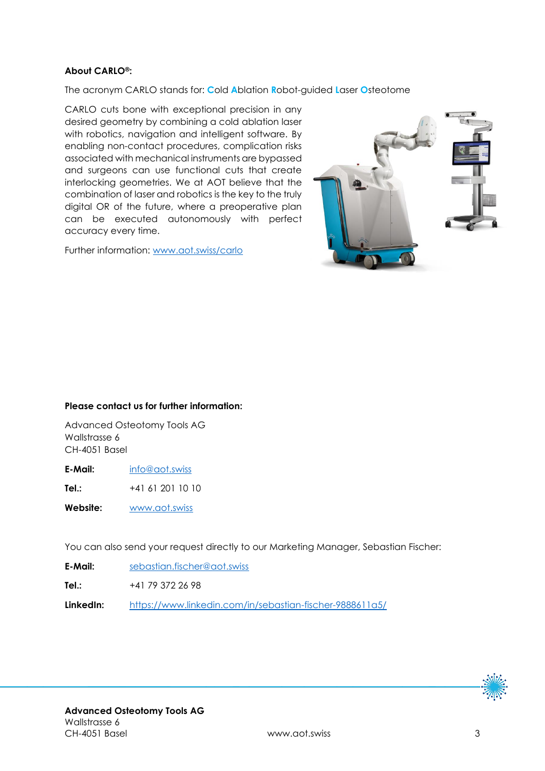**About CARLO®:**

The acronym CARLO stands for: **C**old **A**blation **R**obot-guided **L**aser **O**steotome

CARLO cuts bone with exceptional precision in any desired geometry by combining a cold ablation laser with robotics, navigation and intelligent software. By enabling non-contact procedures, complication risks associated with mechanical instruments are bypassed and surgeons can use functional cuts that create interlocking geometries. We at AOT believe that the combination of laser and robotics is the key to the truly digital OR of the future, where a preoperative plan can be executed autonomously with perfect accuracy every time.

Further information: [www.aot.swiss/carlo](www.aot.swiss/carlo)

**Please contact us for further information:**

Advanced Osteotomy Tools AG
Wallstrasse 6
CH-4051 Basel

**E-Mail:** [info@aot.swiss](mailto:info@aot.swiss)

**Tel.:** +41 61 201 10 10

**Website:** [www.aot.swiss](www.aot.swiss)

You can also send your request directly to our Marketing Manager, Sebastian Fischer:

**E-Mail:** [sebastian.fischer@aot.swiss](mailto:sebastian.fischer@aot.swiss)

**Tel.:** +41 79 372 26 98

**LinkedIn:** [https://www.linkedin.com/in/sebastian-fischer-9888611a5/](https://www.linkedin.com/in/sebastian-fischer-9888611a5/)